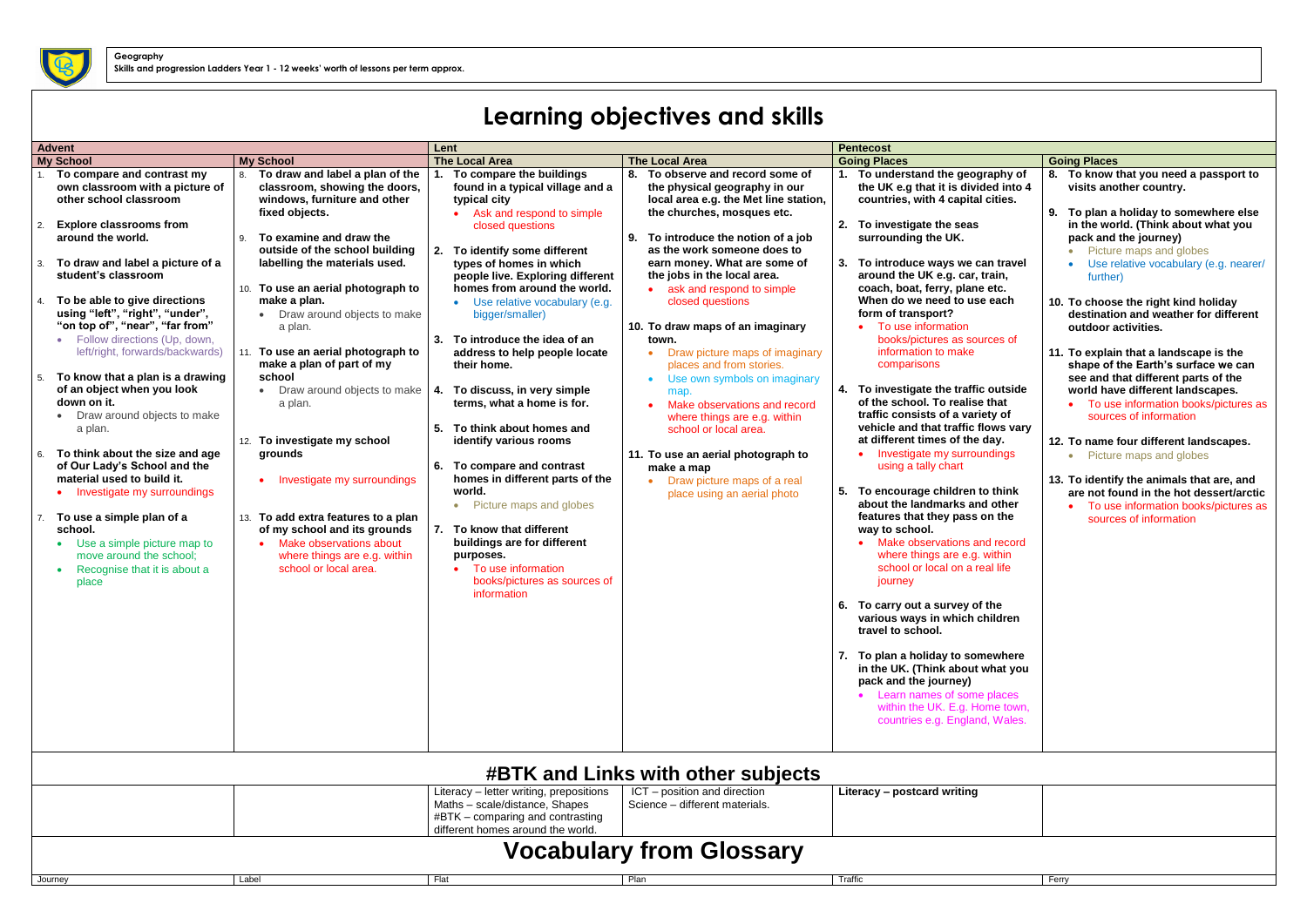Geography
Skills and progression Ladders Year 1 - 12 weeks' worth of lessons per term approx.

# Learning objectives and skills

| Advent | | Lent | | Pentecost | |
|---|---|---|---|---|---|
| **My School** | **My School** | **The Local Area** | **The Local Area** | **Going Places** | **Going Places** |
| 1. **To compare and contrast my own classroom with a picture of other school classroom**<br>2. **Explore classrooms from around the world.**<br>3. **To draw and label a picture of a student's classroom**<br>4. **To be able to give directions using "left", "right", "under", "on top of", "near", "far from"**<br>• Follow directions (Up, down, left/right, forwards/backwards)<br>5. **To know that a plan is a drawing of an object when you look down on it.**<br>• Draw around objects to make a plan.<br>6. **To think about the size and age of Our Lady's School and the material used to build it.**<br>• Investigate my surroundings<br>7. **To use a simple plan of a school.**<br>• Use a simple picture map to move around the school;<br>• Recognise that it is about a place | 8. **To draw and label a plan of the classroom, showing the doors, windows, furniture and other fixed objects.**<br>9. **To examine and draw the outside of the school building labelling the materials used.**<br>10. **To use an aerial photograph to make a plan.**<br>• Draw around objects to make a plan.<br>11. **To use an aerial photograph to make a plan of part of my school**<br>• Draw around objects to make a plan.<br>12. **To investigate my school grounds**<br>• Investigate my surroundings<br>13. **To add extra features to a plan of my school and its grounds**<br>• Make observations about where things are e.g. within school or local area. | 1. **To compare the buildings found in a typical village and a typical city**<br>• Ask and respond to simple closed questions<br>2. **To identify some different types of homes in which people live. Exploring different homes from around the world.**<br>• Use relative vocabulary (e.g. bigger/smaller)<br>3. **To introduce the idea of an address to help people locate their home.**<br>4. **To discuss, in very simple terms, what a home is for.**<br>5. **To think about homes and identify various rooms**<br>6. **To compare and contrast homes in different parts of the world.**<br>• Picture maps and globes<br>7. **To know that different buildings are for different purposes.**<br>• To use information books/pictures as sources of information | 8. **To observe and record some of the physical geography in our local area e.g. the Met line station, the churches, mosques etc.**<br>9. **To introduce the notion of a job as the work someone does to earn money. What are some of the jobs in the local area.**<br>• ask and respond to simple closed questions<br>10. **To draw maps of an imaginary town.**<br>• Draw picture maps of imaginary places and from stories.<br>• Use own symbols on imaginary map.<br>• Make observations and record where things are e.g. within school or local area.<br>11. **To use an aerial photograph to make a map**<br>• Draw picture maps of a real place using an aerial photo | 1. **To understand the geography of the UK e.g that it is divided into 4 countries, with 4 capital cities.**<br>2. **To investigate the seas surrounding the UK.**<br>3. **To introduce ways we can travel around the UK e.g. car, train, coach, boat, ferry, plane etc. When do we need to use each form of transport?**<br>• To use information books/pictures as sources of information to make comparisons<br>4. **To investigate the traffic outside of the school. To realise that traffic consists of a variety of vehicle and that traffic flows vary at different times of the day.**<br>• Investigate my surroundings using a tally chart<br>5. **To encourage children to think about the landmarks and other features that they pass on the way to school.**<br>• Make observations and record where things are e.g. within school or local on a real life journey<br>6. **To carry out a survey of the various ways in which children travel to school.**<br>7. **To plan a holiday to somewhere in the UK. (Think about what you pack and the journey)**<br>• Learn names of some places within the UK. E.g. Home town, countries e.g. England, Wales. | 8. **To know that you need a passport to visits another country.**<br>9. **To plan a holiday to somewhere else in the world. (Think about what you pack and the journey)**<br>• Picture maps and globes<br>• Use relative vocabulary (e.g. nearer/ further)<br>10. **To choose the right kind holiday destination and weather for different outdoor activities.**<br>11. **To explain that a landscape is the shape of the Earth's surface we can see and that different parts of the world have different landscapes.**<br>• To use information books/pictures as sources of information<br>12. **To name four different landscapes.**<br>• Picture maps and globes<br>13. **To identify the animals that are, and are not found in the hot dessert/arctic**<br>• To use information books/pictures as sources of information |

## #BTK and Links with other subjects

| | | | | | |
|---|---|---|---|---|---|
| | | Literacy – letter writing, prepositions<br>Maths – scale/distance, Shapes<br>#BTK – comparing and contrasting different homes around the world. | ICT – position and direction<br>Science – different materials. | **Literacy – postcard writing** | |

## Vocabulary from Glossary

| | | | | | |
|---|---|---|---|---|---|
| Journey | Label | Flat | Plan | Traffic | Ferry |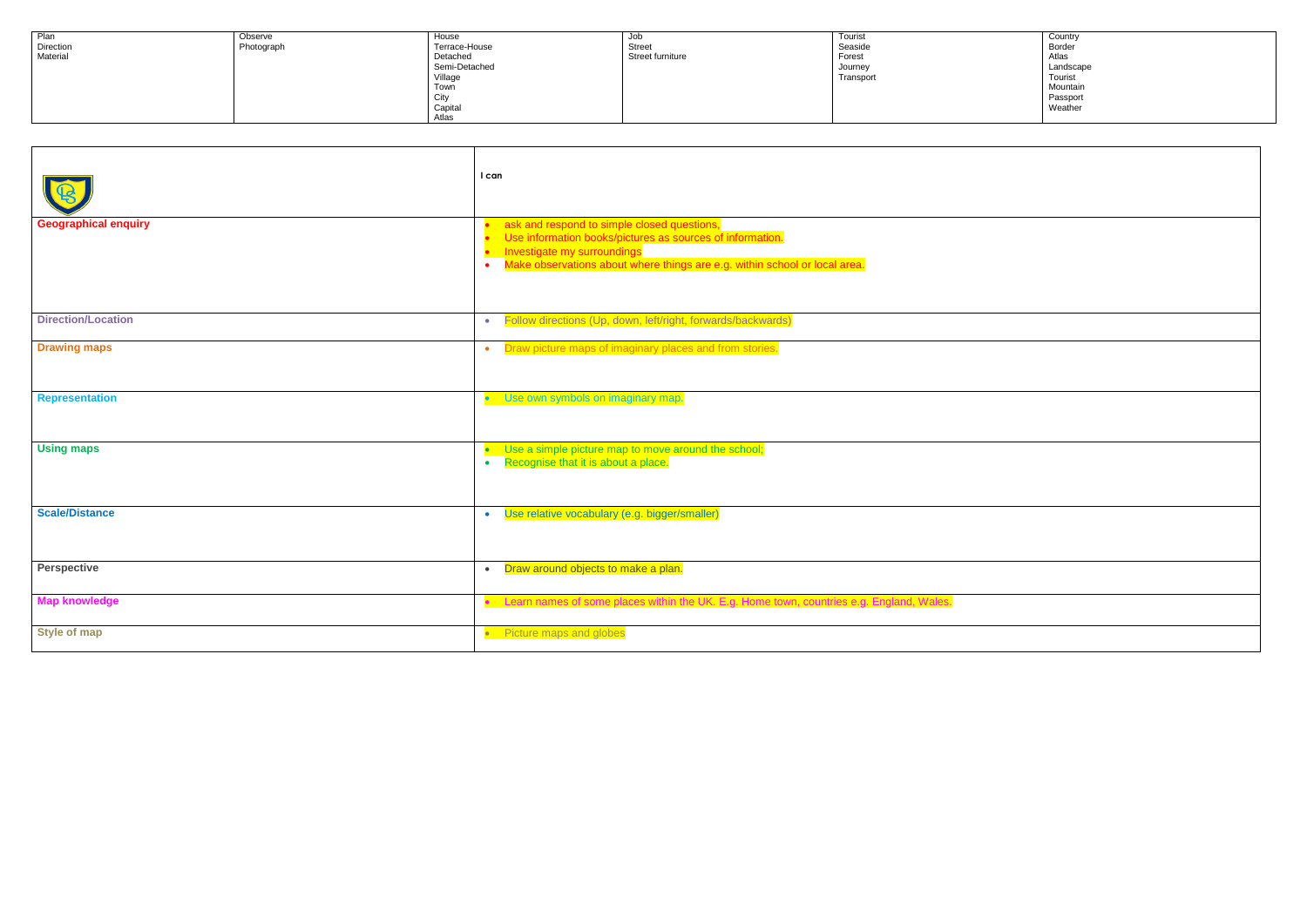| | | | | | |
|---|---|---|---|---|---|
| Plan<br>Direction<br>Material | Observe<br>Photograph | House<br>Terrace-House<br>Detached<br>Semi-Detached<br>Village<br>Town<br>City<br>Capital<br>Atlas | Job<br>Street<br>Street furniture | Tourist<br>Seaside<br>Forest<br>Journey<br>Transport | Country<br>Border<br>Atlas<br>Landscape<br>Tourist<br>Mountain<br>Passport<br>Weather |

| | I can |
|---|---|
| **Geographical enquiry** | • ask and respond to simple closed questions,<br>• Use information books/pictures as sources of information.<br>• Investigate my surroundings<br>• Make observations about where things are e.g. within school or local area. |
| **Direction/Location** | • Follow directions (Up, down, left/right, forwards/backwards) |
| **Drawing maps** | • Draw picture maps of imaginary places and from stories. |
| **Representation** | • Use own symbols on imaginary map. |
| **Using maps** | • Use a simple picture map to move around the school;<br>• Recognise that it is about a place. |
| **Scale/Distance** | • Use relative vocabulary (e.g. bigger/smaller) |
| **Perspective** | • Draw around objects to make a plan. |
| **Map knowledge** | • Learn names of some places within the UK. E.g. Home town, countries e.g. England, Wales. |
| **Style of map** | • Picture maps and globes |